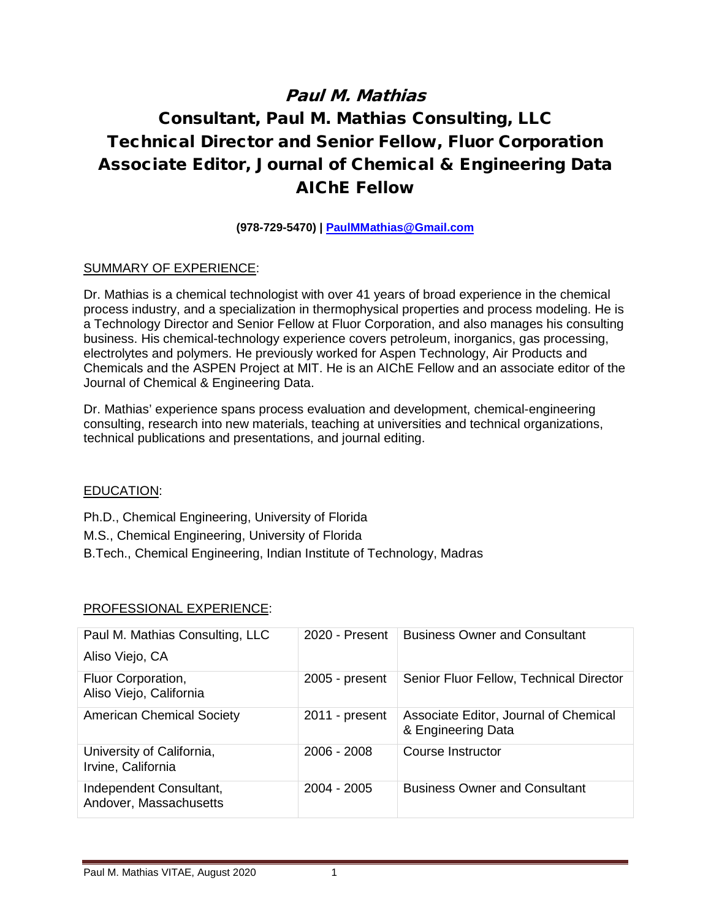# *Paul M. Mathias*

## Consultant, Paul M. Mathias Consulting, LLC
## Technical Director and Senior Fellow, Fluor Corporation
## Associate Editor, Journal of Chemical & Engineering Data
## AIChE Fellow

**(978-729-5470) | [PaulMMathias@Gmail.com](mailto:PaulMMathias@Gmail.com)**

### SUMMARY OF EXPERIENCE:

Dr. Mathias is a chemical technologist with over 41 years of broad experience in the chemical process industry, and a specialization in thermophysical properties and process modeling. He is a Technology Director and Senior Fellow at Fluor Corporation, and also manages his consulting business. His chemical-technology experience covers petroleum, inorganics, gas processing, electrolytes and polymers. He previously worked for Aspen Technology, Air Products and Chemicals and the ASPEN Project at MIT. He is an AIChE Fellow and an associate editor of the Journal of Chemical & Engineering Data.

Dr. Mathias' experience spans process evaluation and development, chemical-engineering consulting, research into new materials, teaching at universities and technical organizations, technical publications and presentations, and journal editing.

### EDUCATION:

Ph.D., Chemical Engineering, University of Florida

M.S., Chemical Engineering, University of Florida

B.Tech., Chemical Engineering, Indian Institute of Technology, Madras

### PROFESSIONAL EXPERIENCE:

| | | |
|---|---|---|
| Paul M. Mathias Consulting, LLC<br>Aliso Viejo, CA | 2020 - Present | Business Owner and Consultant |
| Fluor Corporation,<br>Aliso Viejo, California | 2005 - present | Senior Fluor Fellow, Technical Director |
| American Chemical Society | 2011 - present | Associate Editor, Journal of Chemical & Engineering Data |
| University of California,<br>Irvine, California | 2006 - 2008 | Course Instructor |
| Independent Consultant,<br>Andover, Massachusetts | 2004 - 2005 | Business Owner and Consultant |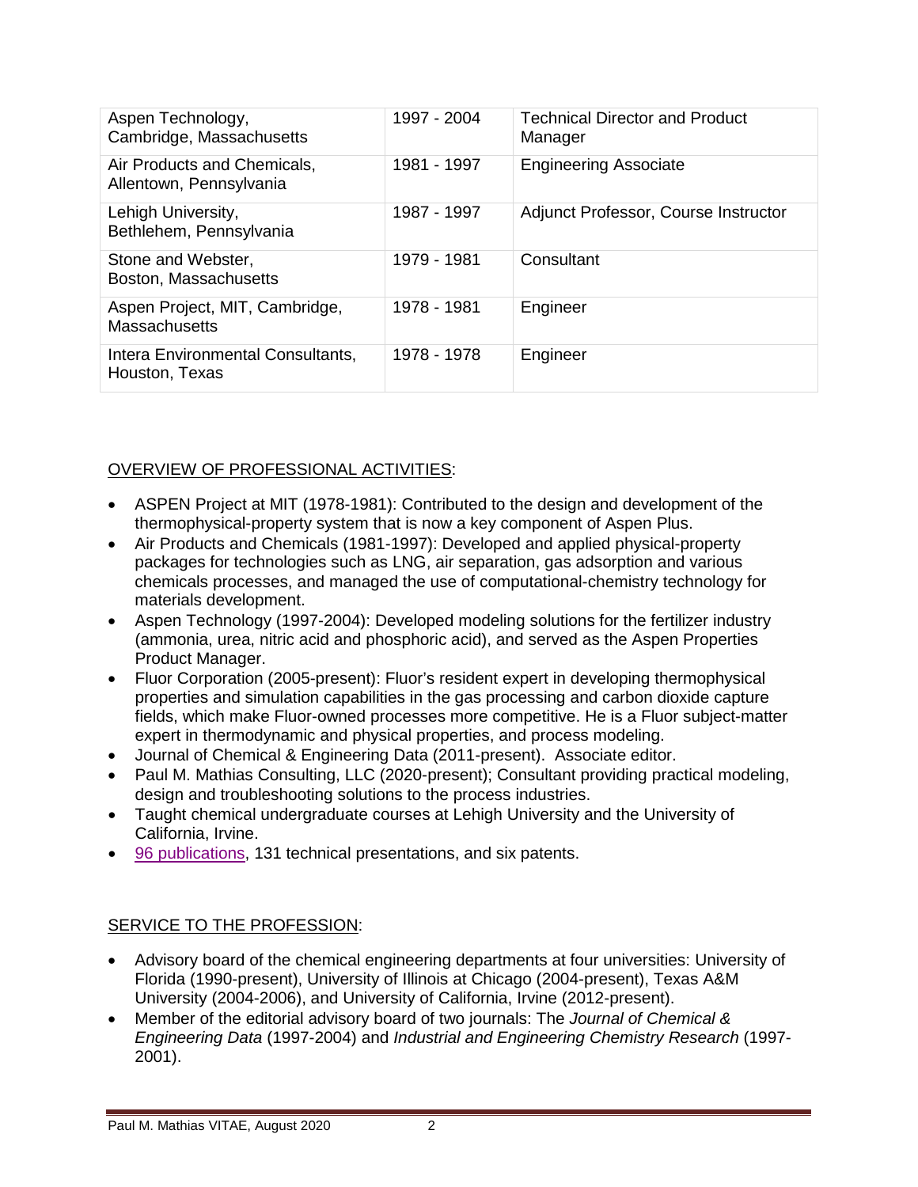| | | |
|---|---|---|
| Aspen Technology, Cambridge, Massachusetts | 1997 - 2004 | Technical Director and Product Manager |
| Air Products and Chemicals, Allentown, Pennsylvania | 1981 - 1997 | Engineering Associate |
| Lehigh University, Bethlehem, Pennsylvania | 1987 - 1997 | Adjunct Professor, Course Instructor |
| Stone and Webster, Boston, Massachusetts | 1979 - 1981 | Consultant |
| Aspen Project, MIT, Cambridge, Massachusetts | 1978 - 1981 | Engineer |
| Intera Environmental Consultants, Houston, Texas | 1978 - 1978 | Engineer |

## OVERVIEW OF PROFESSIONAL ACTIVITIES:

- ASPEN Project at MIT (1978-1981): Contributed to the design and development of the thermophysical-property system that is now a key component of Aspen Plus.
- Air Products and Chemicals (1981-1997): Developed and applied physical-property packages for technologies such as LNG, air separation, gas adsorption and various chemicals processes, and managed the use of computational-chemistry technology for materials development.
- Aspen Technology (1997-2004): Developed modeling solutions for the fertilizer industry (ammonia, urea, nitric acid and phosphoric acid), and served as the Aspen Properties Product Manager.
- Fluor Corporation (2005-present): Fluor's resident expert in developing thermophysical properties and simulation capabilities in the gas processing and carbon dioxide capture fields, which make Fluor-owned processes more competitive. He is a Fluor subject-matter expert in thermodynamic and physical properties, and process modeling.
- Journal of Chemical & Engineering Data (2011-present). Associate editor.
- Paul M. Mathias Consulting, LLC (2020-present); Consultant providing practical modeling, design and troubleshooting solutions to the process industries.
- Taught chemical undergraduate courses at Lehigh University and the University of California, Irvine.
- 96 publications, 131 technical presentations, and six patents.

## SERVICE TO THE PROFESSION:

- Advisory board of the chemical engineering departments at four universities: University of Florida (1990-present), University of Illinois at Chicago (2004-present), Texas A&M University (2004-2006), and University of California, Irvine (2012-present).
- Member of the editorial advisory board of two journals: The *Journal of Chemical & Engineering Data* (1997-2004) and *Industrial and Engineering Chemistry Research* (1997-2001).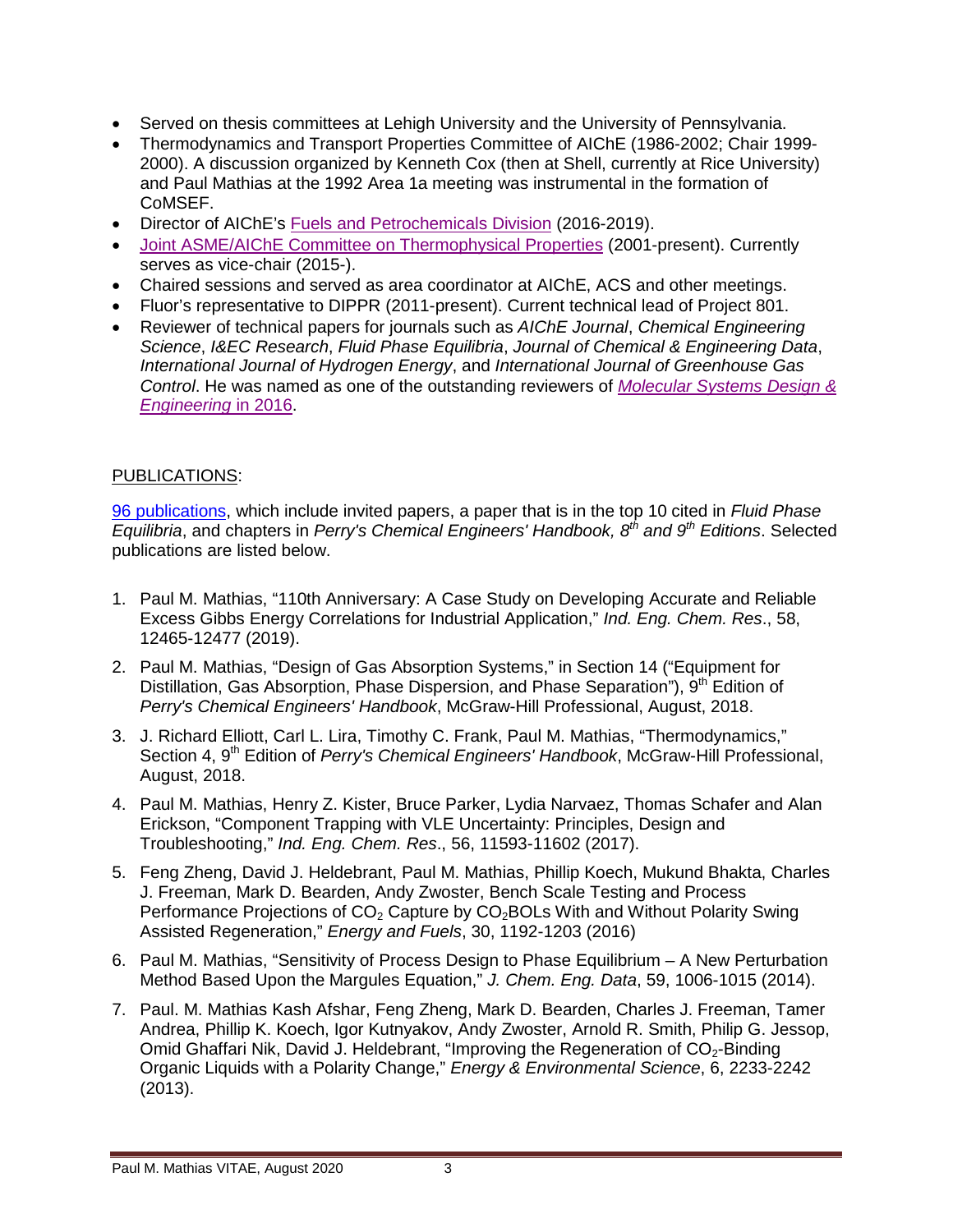- Served on thesis committees at Lehigh University and the University of Pennsylvania.
- Thermodynamics and Transport Properties Committee of AIChE (1986-2002; Chair 1999-2000). A discussion organized by Kenneth Cox (then at Shell, currently at Rice University) and Paul Mathias at the 1992 Area 1a meeting was instrumental in the formation of CoMSEF.
- Director of AIChE's Fuels and Petrochemicals Division (2016-2019).
- Joint ASME/AIChE Committee on Thermophysical Properties (2001-present). Currently serves as vice-chair (2015-).
- Chaired sessions and served as area coordinator at AIChE, ACS and other meetings.
- Fluor's representative to DIPPR (2011-present). Current technical lead of Project 801.
- Reviewer of technical papers for journals such as *AIChE Journal*, *Chemical Engineering Science*, *I&EC Research*, *Fluid Phase Equilibria*, *Journal of Chemical & Engineering Data*, *International Journal of Hydrogen Energy*, and *International Journal of Greenhouse Gas Control*. He was named as one of the outstanding reviewers of *Molecular Systems Design & Engineering* in 2016.

## PUBLICATIONS:

96 publications, which include invited papers, a paper that is in the top 10 cited in *Fluid Phase Equilibria*, and chapters in *Perry's Chemical Engineers' Handbook, 8th and 9th Editions*. Selected publications are listed below.

1. Paul M. Mathias, "110th Anniversary: A Case Study on Developing Accurate and Reliable Excess Gibbs Energy Correlations for Industrial Application," *Ind. Eng. Chem. Res*., 58, 12465-12477 (2019).

2. Paul M. Mathias, "Design of Gas Absorption Systems," in Section 14 ("Equipment for Distillation, Gas Absorption, Phase Dispersion, and Phase Separation"), 9th Edition of *Perry's Chemical Engineers' Handbook*, McGraw-Hill Professional, August, 2018.

3. J. Richard Elliott, Carl L. Lira, Timothy C. Frank, Paul M. Mathias, "Thermodynamics," Section 4, 9th Edition of *Perry's Chemical Engineers' Handbook*, McGraw-Hill Professional, August, 2018.

4. Paul M. Mathias, Henry Z. Kister, Bruce Parker, Lydia Narvaez, Thomas Schafer and Alan Erickson, "Component Trapping with VLE Uncertainty: Principles, Design and Troubleshooting," *Ind. Eng. Chem. Res*., 56, 11593-11602 (2017).

5. Feng Zheng, David J. Heldebrant, Paul M. Mathias, Phillip Koech, Mukund Bhakta, Charles J. Freeman, Mark D. Bearden, Andy Zwoster, Bench Scale Testing and Process Performance Projections of $CO_2$ Capture by $CO_2$BOLs With and Without Polarity Swing Assisted Regeneration," *Energy and Fuels*, 30, 1192-1203 (2016)

6. Paul M. Mathias, "Sensitivity of Process Design to Phase Equilibrium – A New Perturbation Method Based Upon the Margules Equation," *J. Chem. Eng. Data*, 59, 1006-1015 (2014).

7. Paul. M. Mathias Kash Afshar, Feng Zheng, Mark D. Bearden, Charles J. Freeman, Tamer Andrea, Phillip K. Koech, Igor Kutnyakov, Andy Zwoster, Arnold R. Smith, Philip G. Jessop, Omid Ghaffari Nik, David J. Heldebrant, "Improving the Regeneration of $CO_2$-Binding Organic Liquids with a Polarity Change," *Energy & Environmental Science*, 6, 2233-2242 (2013).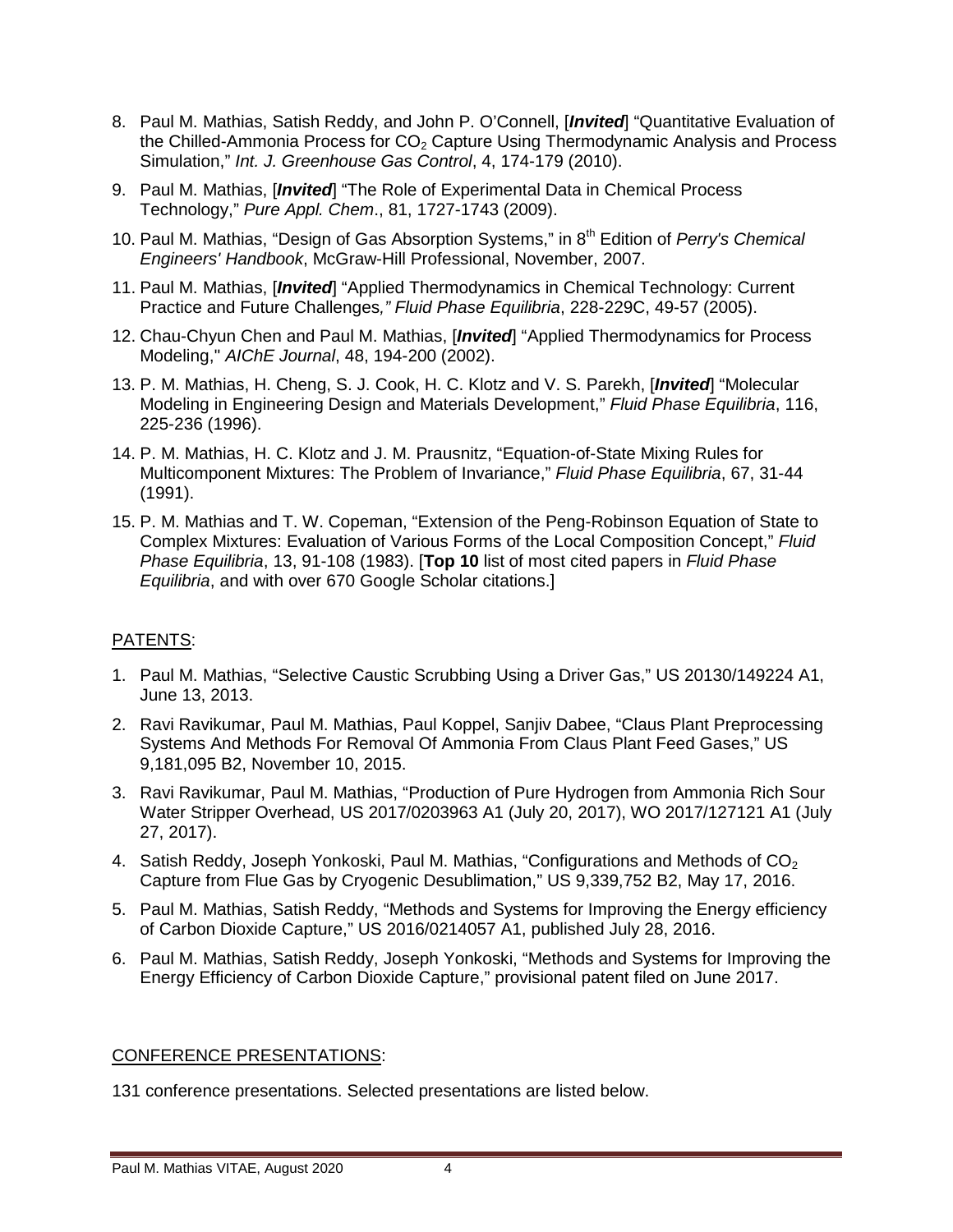8. Paul M. Mathias, Satish Reddy, and John P. O'Connell, [***Invited***] "Quantitative Evaluation of the Chilled-Ammonia Process for $CO_2$ Capture Using Thermodynamic Analysis and Process Simulation," *Int. J. Greenhouse Gas Control*, 4, 174-179 (2010).
9. Paul M. Mathias, [***Invited***] "The Role of Experimental Data in Chemical Process Technology," *Pure Appl. Chem*., 81, 1727-1743 (2009).
10. Paul M. Mathias, "Design of Gas Absorption Systems," in 8th Edition of *Perry's Chemical Engineers' Handbook*, McGraw-Hill Professional, November, 2007.
11. Paul M. Mathias, [***Invited***] "Applied Thermodynamics in Chemical Technology: Current Practice and Future Challenges*," Fluid Phase Equilibria*, 228-229C, 49-57 (2005).
12. Chau-Chyun Chen and Paul M. Mathias, [***Invited***] "Applied Thermodynamics for Process Modeling," *AIChE Journal*, 48, 194-200 (2002).
13. P. M. Mathias, H. Cheng, S. J. Cook, H. C. Klotz and V. S. Parekh, [***Invited***] "Molecular Modeling in Engineering Design and Materials Development," *Fluid Phase Equilibria*, 116, 225-236 (1996).
14. P. M. Mathias, H. C. Klotz and J. M. Prausnitz, "Equation-of-State Mixing Rules for Multicomponent Mixtures: The Problem of Invariance," *Fluid Phase Equilibria*, 67, 31-44 (1991).
15. P. M. Mathias and T. W. Copeman, "Extension of the Peng-Robinson Equation of State to Complex Mixtures: Evaluation of Various Forms of the Local Composition Concept," *Fluid Phase Equilibria*, 13, 91-108 (1983). [**Top 10** list of most cited papers in *Fluid Phase Equilibria*, and with over 670 Google Scholar citations.]

PATENTS:

1. Paul M. Mathias, "Selective Caustic Scrubbing Using a Driver Gas," US 20130/149224 A1, June 13, 2013.
2. Ravi Ravikumar, Paul M. Mathias, Paul Koppel, Sanjiv Dabee, "Claus Plant Preprocessing Systems And Methods For Removal Of Ammonia From Claus Plant Feed Gases," US 9,181,095 B2, November 10, 2015.
3. Ravi Ravikumar, Paul M. Mathias, "Production of Pure Hydrogen from Ammonia Rich Sour Water Stripper Overhead, US 2017/0203963 A1 (July 20, 2017), WO 2017/127121 A1 (July 27, 2017).
4. Satish Reddy, Joseph Yonkoski, Paul M. Mathias, "Configurations and Methods of $CO_2$ Capture from Flue Gas by Cryogenic Desublimation," US 9,339,752 B2, May 17, 2016.
5. Paul M. Mathias, Satish Reddy, "Methods and Systems for Improving the Energy efficiency of Carbon Dioxide Capture," US 2016/0214057 A1, published July 28, 2016.
6. Paul M. Mathias, Satish Reddy, Joseph Yonkoski, "Methods and Systems for Improving the Energy Efficiency of Carbon Dioxide Capture," provisional patent filed on June 2017.

CONFERENCE PRESENTATIONS:

131 conference presentations. Selected presentations are listed below.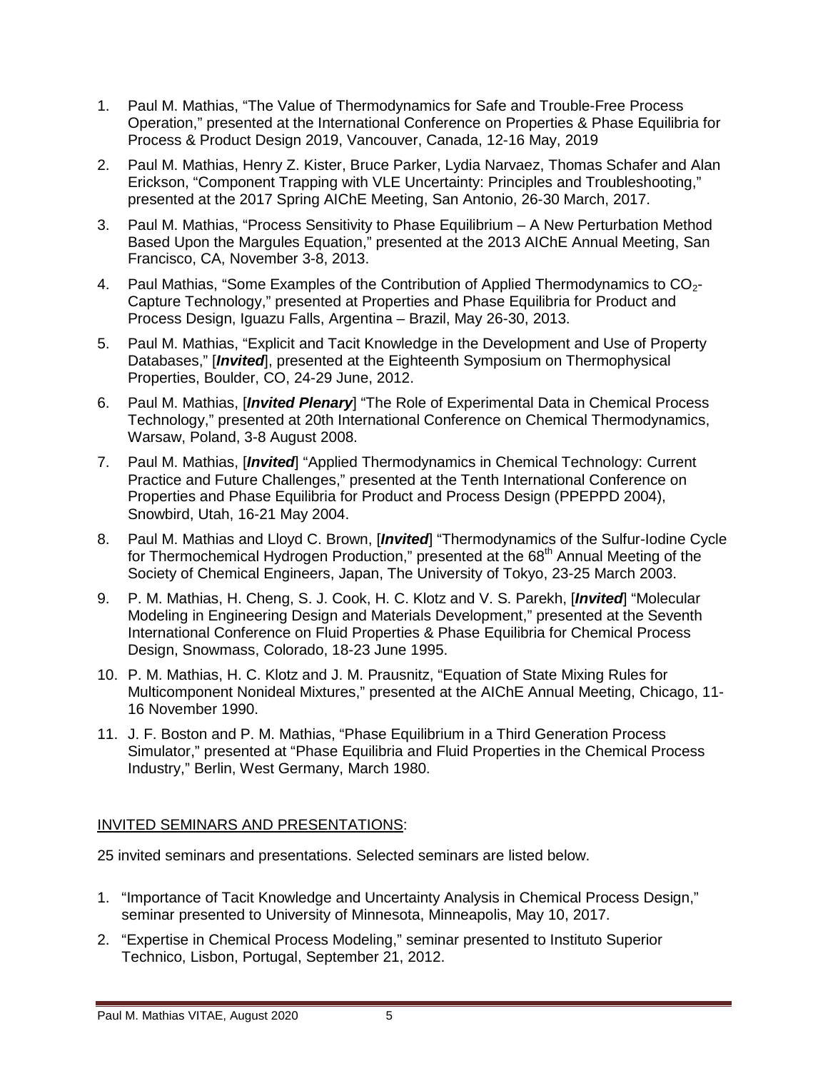1. Paul M. Mathias, "The Value of Thermodynamics for Safe and Trouble-Free Process Operation," presented at the International Conference on Properties & Phase Equilibria for Process & Product Design 2019, Vancouver, Canada, 12-16 May, 2019
2. Paul M. Mathias, Henry Z. Kister, Bruce Parker, Lydia Narvaez, Thomas Schafer and Alan Erickson, "Component Trapping with VLE Uncertainty: Principles and Troubleshooting," presented at the 2017 Spring AIChE Meeting, San Antonio, 26-30 March, 2017.
3. Paul M. Mathias, "Process Sensitivity to Phase Equilibrium – A New Perturbation Method Based Upon the Margules Equation," presented at the 2013 AIChE Annual Meeting, San Francisco, CA, November 3-8, 2013.
4. Paul Mathias, "Some Examples of the Contribution of Applied Thermodynamics to $CO_2$-Capture Technology," presented at Properties and Phase Equilibria for Product and Process Design, Iguazu Falls, Argentina – Brazil, May 26-30, 2013.
5. Paul M. Mathias, "Explicit and Tacit Knowledge in the Development and Use of Property Databases," [***Invited***], presented at the Eighteenth Symposium on Thermophysical Properties, Boulder, CO, 24-29 June, 2012.
6. Paul M. Mathias, [***Invited Plenary***] "The Role of Experimental Data in Chemical Process Technology," presented at 20th International Conference on Chemical Thermodynamics, Warsaw, Poland, 3-8 August 2008.
7. Paul M. Mathias, [***Invited***] "Applied Thermodynamics in Chemical Technology: Current Practice and Future Challenges," presented at the Tenth International Conference on Properties and Phase Equilibria for Product and Process Design (PPEPPD 2004), Snowbird, Utah, 16-21 May 2004.
8. Paul M. Mathias and Lloyd C. Brown, [***Invited***] "Thermodynamics of the Sulfur-Iodine Cycle for Thermochemical Hydrogen Production," presented at the $68^{th}$ Annual Meeting of the Society of Chemical Engineers, Japan, The University of Tokyo, 23-25 March 2003.
9. P. M. Mathias, H. Cheng, S. J. Cook, H. C. Klotz and V. S. Parekh, [***Invited***] "Molecular Modeling in Engineering Design and Materials Development," presented at the Seventh International Conference on Fluid Properties & Phase Equilibria for Chemical Process Design, Snowmass, Colorado, 18-23 June 1995.
10. P. M. Mathias, H. C. Klotz and J. M. Prausnitz, "Equation of State Mixing Rules for Multicomponent Nonideal Mixtures," presented at the AIChE Annual Meeting, Chicago, 11-16 November 1990.
11. J. F. Boston and P. M. Mathias, "Phase Equilibrium in a Third Generation Process Simulator," presented at "Phase Equilibria and Fluid Properties in the Chemical Process Industry," Berlin, West Germany, March 1980.

INVITED SEMINARS AND PRESENTATIONS:

25 invited seminars and presentations. Selected seminars are listed below.

1. "Importance of Tacit Knowledge and Uncertainty Analysis in Chemical Process Design," seminar presented to University of Minnesota, Minneapolis, May 10, 2017.
2. "Expertise in Chemical Process Modeling," seminar presented to Instituto Superior Technico, Lisbon, Portugal, September 21, 2012.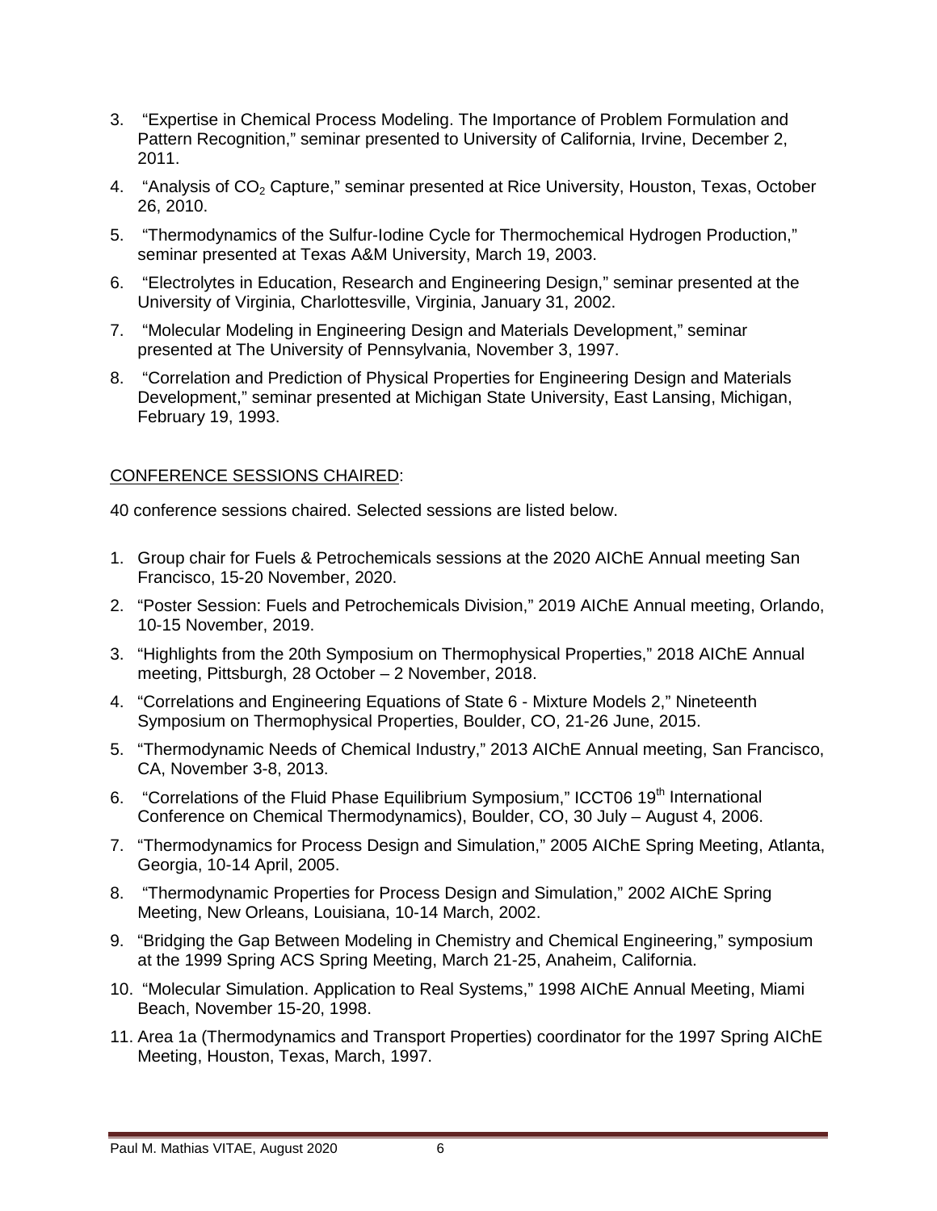3. "Expertise in Chemical Process Modeling. The Importance of Problem Formulation and Pattern Recognition," seminar presented to University of California, Irvine, December 2, 2011.
4. "Analysis of $CO_2$ Capture," seminar presented at Rice University, Houston, Texas, October 26, 2010.
5. "Thermodynamics of the Sulfur-Iodine Cycle for Thermochemical Hydrogen Production," seminar presented at Texas A&M University, March 19, 2003.
6. "Electrolytes in Education, Research and Engineering Design," seminar presented at the University of Virginia, Charlottesville, Virginia, January 31, 2002.
7. "Molecular Modeling in Engineering Design and Materials Development," seminar presented at The University of Pennsylvania, November 3, 1997.
8. "Correlation and Prediction of Physical Properties for Engineering Design and Materials Development," seminar presented at Michigan State University, East Lansing, Michigan, February 19, 1993.

<u>CONFERENCE SESSIONS CHAIRED</u>:

40 conference sessions chaired. Selected sessions are listed below.

1. Group chair for Fuels & Petrochemicals sessions at the 2020 AIChE Annual meeting San Francisco, 15-20 November, 2020.
2. "Poster Session: Fuels and Petrochemicals Division," 2019 AIChE Annual meeting, Orlando, 10-15 November, 2019.
3. "Highlights from the 20th Symposium on Thermophysical Properties," 2018 AIChE Annual meeting, Pittsburgh, 28 October – 2 November, 2018.
4. "Correlations and Engineering Equations of State 6 - Mixture Models 2," Nineteenth Symposium on Thermophysical Properties, Boulder, CO, 21-26 June, 2015.
5. "Thermodynamic Needs of Chemical Industry," 2013 AIChE Annual meeting, San Francisco, CA, November 3-8, 2013.
6. "Correlations of the Fluid Phase Equilibrium Symposium," ICCT06 19th International Conference on Chemical Thermodynamics), Boulder, CO, 30 July – August 4, 2006.
7. "Thermodynamics for Process Design and Simulation," 2005 AIChE Spring Meeting, Atlanta, Georgia, 10-14 April, 2005.
8. "Thermodynamic Properties for Process Design and Simulation," 2002 AIChE Spring Meeting, New Orleans, Louisiana, 10-14 March, 2002.
9. "Bridging the Gap Between Modeling in Chemistry and Chemical Engineering," symposium at the 1999 Spring ACS Spring Meeting, March 21-25, Anaheim, California.
10. "Molecular Simulation. Application to Real Systems," 1998 AIChE Annual Meeting, Miami Beach, November 15-20, 1998.
11. Area 1a (Thermodynamics and Transport Properties) coordinator for the 1997 Spring AIChE Meeting, Houston, Texas, March, 1997.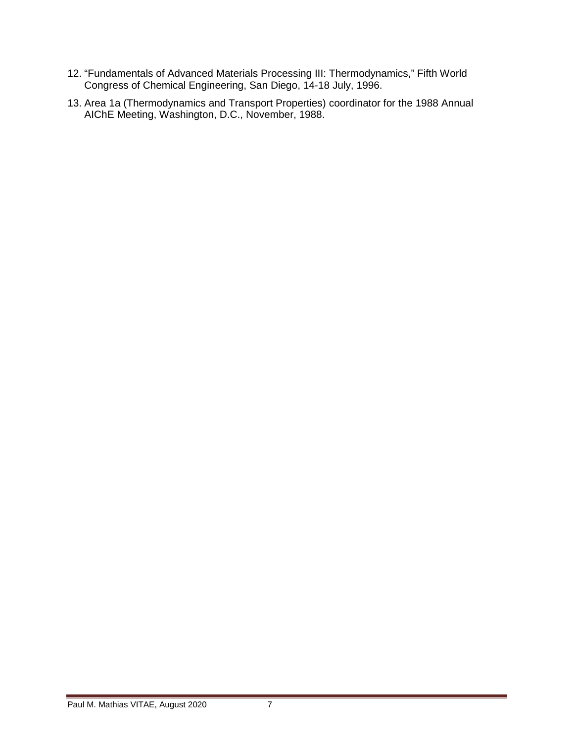12. “Fundamentals of Advanced Materials Processing III: Thermodynamics,” Fifth World Congress of Chemical Engineering, San Diego, 14-18 July, 1996.
13. Area 1a (Thermodynamics and Transport Properties) coordinator for the 1988 Annual AIChE Meeting, Washington, D.C., November, 1988.